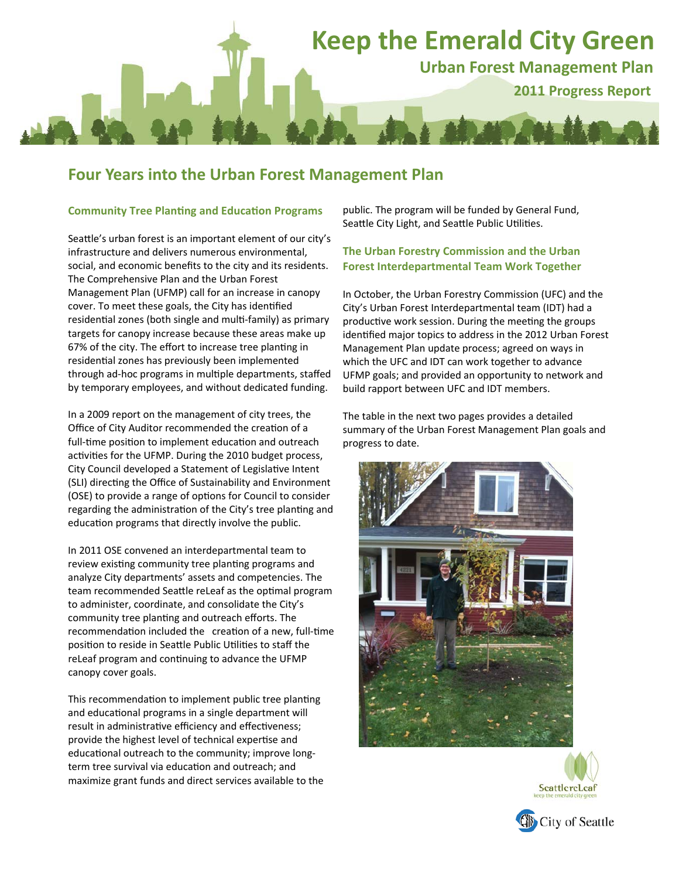# Keep the Emerald City Green

## Urban Forest Management Plan

### 2011 Progress Report

## Four Years into the Urban Forest Management Plan

### Community Tree Planting and Education Programs

Seattle's urban forest is an important element of our city's infrastructure and delivers numerous environmental, social, and economic benefits to the city and its residents. The Comprehensive Plan and the Urban Forest Management Plan (UFMP) call for an increase in canopy cover. To meet these goals, the City has identified residential zones (both single and multi-family) as primary targets for canopy increase because these areas make up 67% of the city. The effort to increase tree planting in residential zones has previously been implemented through ad-hoc programs in multiple departments, staffed by temporary employees, and without dedicated funding.

In a 2009 report on the management of city trees, the Office of City Auditor recommended the creation of a full-time position to implement education and outreach activities for the UFMP. During the 2010 budget process, City Council developed a Statement of Legislative Intent (SLI) directing the Office of Sustainability and Environment (OSE) to provide a range of options for Council to consider regarding the administration of the City's tree planting and education programs that directly involve the public.

In 2011 OSE convened an interdepartmental team to review existing community tree planting programs and analyze City departments' assets and competencies. The team recommended Seattle reLeaf as the optimal program to administer, coordinate, and consolidate the City's community tree planting and outreach efforts. The recommendation included the creation of a new, full-time position to reside in Seattle Public Utilities to staff the reLeaf program and continuing to advance the UFMP canopy cover goals.

This recommendation to implement public tree planting and educational programs in a single department will result in administrative efficiency and effectiveness; provide the highest level of technical expertise and educational outreach to the community; improve long-term tree survival via education and outreach; and maximize grant funds and direct services available to the public. The program will be funded by General Fund, Seattle City Light, and Seattle Public Utilities.

### The Urban Forestry Commission and the Urban Forest Interdepartmental Team Work Together

In October, the Urban Forestry Commission (UFC) and the City's Urban Forest Interdepartmental team (IDT) had a productive work session. During the meeting the groups identified major topics to address in the 2012 Urban Forest Management Plan update process; agreed on ways in which the UFC and IDT can work together to advance UFMP goals; and provided an opportunity to network and build rapport between UFC and IDT members.

The table in the next two pages provides a detailed summary of the Urban Forest Management Plan goals and progress to date.

SeattlereLeaf
keep the emerald city green

City of Seattle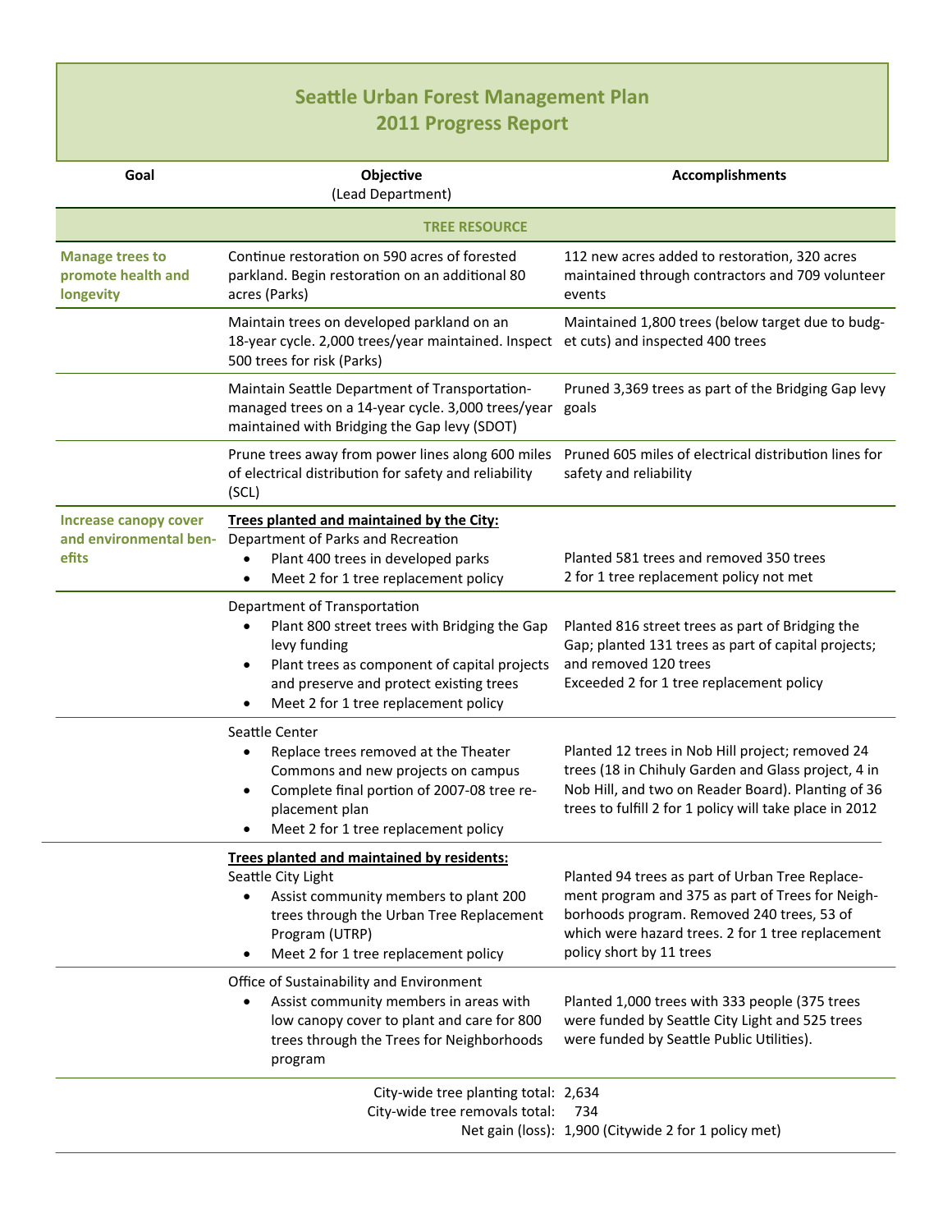# Seattle Urban Forest Management Plan
## 2011 Progress Report

| Goal | Objective (Lead Department) | Accomplishments |
|---|---|---|
| **TREE RESOURCE** | | |
| **Manage trees to promote health and longevity** | Continue restoration on 590 acres of forested parkland. Begin restoration on an additional 80 acres (Parks) | 112 new acres added to restoration, 320 acres maintained through contractors and 709 volunteer events |
| | Maintain trees on developed parkland on an 18-year cycle. 2,000 trees/year maintained. Inspect 500 trees for risk (Parks) | Maintained 1,800 trees (below target due to budget cuts) and inspected 400 trees |
| | Maintain Seattle Department of Transportation-managed trees on a 14-year cycle. 3,000 trees/year maintained with Bridging the Gap levy (SDOT) | Pruned 3,369 trees as part of the Bridging Gap levy goals |
| | Prune trees away from power lines along 600 miles of electrical distribution for safety and reliability (SCL) | Pruned 605 miles of electrical distribution lines for safety and reliability |
| **Increase canopy cover and environmental benefits** | **Trees planted and maintained by the City:**<br>Department of Parks and Recreation<br>• Plant 400 trees in developed parks<br>• Meet 2 for 1 tree replacement policy | Planted 581 trees and removed 350 trees<br>2 for 1 tree replacement policy not met |
| | Department of Transportation<br>• Plant 800 street trees with Bridging the Gap levy funding<br>• Plant trees as component of capital projects and preserve and protect existing trees<br>• Meet 2 for 1 tree replacement policy | Planted 816 street trees as part of Bridging the Gap; planted 131 trees as part of capital projects; and removed 120 trees<br>Exceeded 2 for 1 tree replacement policy |
| | Seattle Center<br>• Replace trees removed at the Theater Commons and new projects on campus<br>• Complete final portion of 2007-08 tree replacement plan<br>• Meet 2 for 1 tree replacement policy | Planted 12 trees in Nob Hill project; removed 24 trees (18 in Chihuly Garden and Glass project, 4 in Nob Hill, and two on Reader Board). Planting of 36 trees to fulfill 2 for 1 policy will take place in 2012 |
| | **Trees planted and maintained by residents:**<br>Seattle City Light<br>• Assist community members to plant 200 trees through the Urban Tree Replacement Program (UTRP)<br>• Meet 2 for 1 tree replacement policy | Planted 94 trees as part of Urban Tree Replacement program and 375 as part of Trees for Neighborhoods program. Removed 240 trees, 53 of which were hazard trees. 2 for 1 tree replacement policy short by 11 trees |
| | Office of Sustainability and Environment<br>• Assist community members in areas with low canopy cover to plant and care for 800 trees through the Trees for Neighborhoods program | Planted 1,000 trees with 333 people (375 trees were funded by Seattle City Light and 525 trees were funded by Seattle Public Utilities). |
| | City-wide tree planting total: | 2,634 |
| | City-wide tree removals total: | 734 |
| | Net gain (loss): | 1,900 (Citywide 2 for 1 policy met) |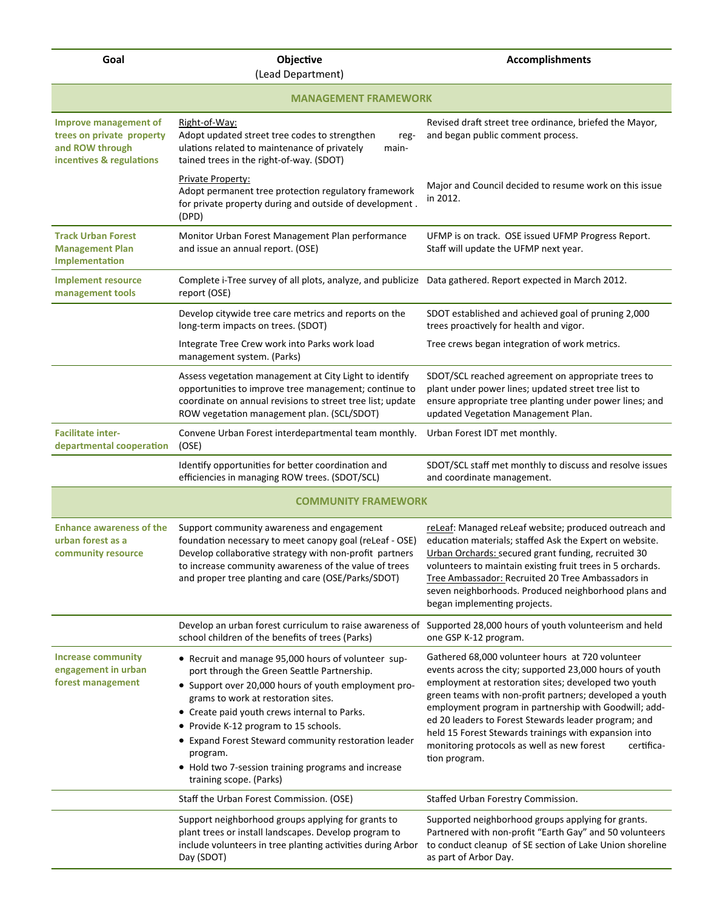| Goal | Objective (Lead Department) | Accomplishments |
|---|---|---|
| **MANAGEMENT FRAMEWORK** | | |
| **Improve management of trees on private property and ROW through incentives & regulations** | Right-of-Way: Adopt updated street tree codes to strengthen regulations related to maintenance of privately maintained trees in the right-of-way. (SDOT) | Revised draft street tree ordinance, briefed the Mayor, and began public comment process. |
| | Private Property: Adopt permanent tree protection regulatory framework for private property during and outside of development . (DPD) | Major and Council decided to resume work on this issue in 2012. |
| **Track Urban Forest Management Plan Implementation** | Monitor Urban Forest Management Plan performance and issue an annual report. (OSE) | UFMP is on track. OSE issued UFMP Progress Report. Staff will update the UFMP next year. |
| **Implement resource management tools** | Complete i-Tree survey of all plots, analyze, and publicize report (OSE) | Data gathered. Report expected in March 2012. |
| | Develop citywide tree care metrics and reports on the long-term impacts on trees. (SDOT) | SDOT established and achieved goal of pruning 2,000 trees proactively for health and vigor. |
| | Integrate Tree Crew work into Parks work load management system. (Parks) | Tree crews began integration of work metrics. |
| | Assess vegetation management at City Light to identify opportunities to improve tree management; continue to coordinate on annual revisions to street tree list; update ROW vegetation management plan. (SCL/SDOT) | SDOT/SCL reached agreement on appropriate trees to plant under power lines; updated street tree list to ensure appropriate tree planting under power lines; and updated Vegetation Management Plan. |
| **Facilitate inter-departmental cooperation** | Convene Urban Forest interdepartmental team monthly. (OSE) | Urban Forest IDT met monthly. |
| | Identify opportunities for better coordination and efficiencies in managing ROW trees. (SDOT/SCL) | SDOT/SCL staff met monthly to discuss and resolve issues and coordinate management. |
| **COMMUNITY FRAMEWORK** | | |
| **Enhance awareness of the urban forest as a community resource** | Support community awareness and engagement foundation necessary to meet canopy goal (reLeaf - OSE) Develop collaborative strategy with non-profit partners to increase community awareness of the value of trees and proper tree planting and care (OSE/Parks/SDOT) | reLeaf: Managed reLeaf website; produced outreach and education materials; staffed Ask the Expert on website. Urban Orchards: secured grant funding, recruited 30 volunteers to maintain existing fruit trees in 5 orchards. Tree Ambassador: Recruited 20 Tree Ambassadors in seven neighborhoods. Produced neighborhood plans and began implementing projects. |
| | Develop an urban forest curriculum to raise awareness of school children of the benefits of trees (Parks) | Supported 28,000 hours of youth volunteerism and held one GSP K-12 program. |
| **Increase community engagement in urban forest management** | • Recruit and manage 95,000 hours of volunteer support through the Green Seattle Partnership.<br>• Support over 20,000 hours of youth employment programs to work at restoration sites.<br>• Create paid youth crews internal to Parks.<br>• Provide K-12 program to 15 schools.<br>• Expand Forest Steward community restoration leader program.<br>• Hold two 7-session training programs and increase training scope. (Parks) | Gathered 68,000 volunteer hours at 720 volunteer events across the city; supported 23,000 hours of youth employment at restoration sites; developed two youth green teams with non-profit partners; developed a youth employment program in partnership with Goodwill; added 20 leaders to Forest Stewards leader program; and held 15 Forest Stewards trainings with expansion into monitoring protocols as well as new forest certification program. |
| | Staff the Urban Forest Commission. (OSE) | Staffed Urban Forestry Commission. |
| | Support neighborhood groups applying for grants to plant trees or install landscapes. Develop program to include volunteers in tree planting activities during Arbor Day (SDOT) | Supported neighborhood groups applying for grants. Partnered with non-profit "Earth Gay" and 50 volunteers to conduct cleanup of SE section of Lake Union shoreline as part of Arbor Day. |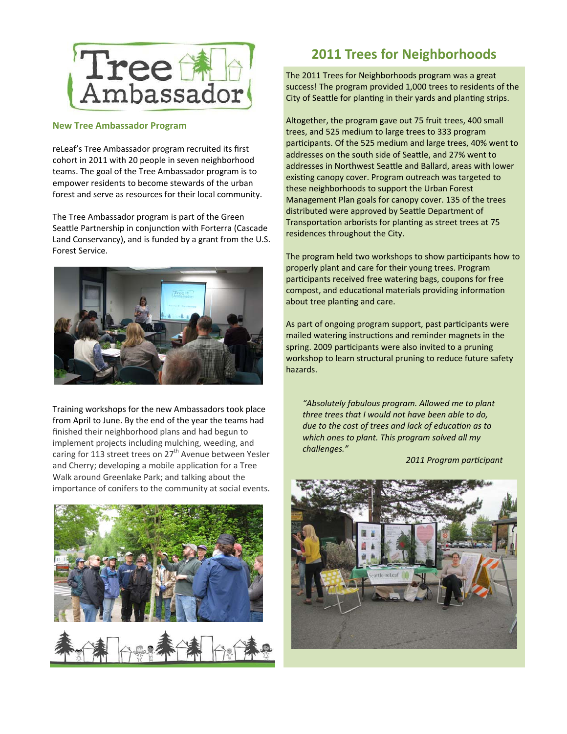## New Tree Ambassador Program

reLeaf's Tree Ambassador program recruited its first cohort in 2011 with 20 people in seven neighborhood teams. The goal of the Tree Ambassador program is to empower residents to become stewards of the urban forest and serve as resources for their local community.

The Tree Ambassador program is part of the Green Seattle Partnership in conjunction with Forterra (Cascade Land Conservancy), and is funded by a grant from the U.S. Forest Service.

Training workshops for the new Ambassadors took place from April to June. By the end of the year the teams had finished their neighborhood plans and had begun to implement projects including mulching, weeding, and caring for 113 street trees on 27th Avenue between Yesler and Cherry; developing a mobile application for a Tree Walk around Greenlake Park; and talking about the importance of conifers to the community at social events.

## 2011 Trees for Neighborhoods

The 2011 Trees for Neighborhoods program was a great success! The program provided 1,000 trees to residents of the City of Seattle for planting in their yards and planting strips.

Altogether, the program gave out 75 fruit trees, 400 small trees, and 525 medium to large trees to 333 program participants. Of the 525 medium and large trees, 40% went to addresses on the south side of Seattle, and 27% went to addresses in Northwest Seattle and Ballard, areas with lower existing canopy cover. Program outreach was targeted to these neighborhoods to support the Urban Forest Management Plan goals for canopy cover. 135 of the trees distributed were approved by Seattle Department of Transportation arborists for planting as street trees at 75 residences throughout the City.

The program held two workshops to show participants how to properly plant and care for their young trees. Program participants received free watering bags, coupons for free compost, and educational materials providing information about tree planting and care.

As part of ongoing program support, past participants were mailed watering instructions and reminder magnets in the spring. 2009 participants were also invited to a pruning workshop to learn structural pruning to reduce future safety hazards.

*"Absolutely fabulous program. Allowed me to plant three trees that I would not have been able to do, due to the cost of trees and lack of education as to which ones to plant. This program solved all my challenges."*

*2011 Program participant*